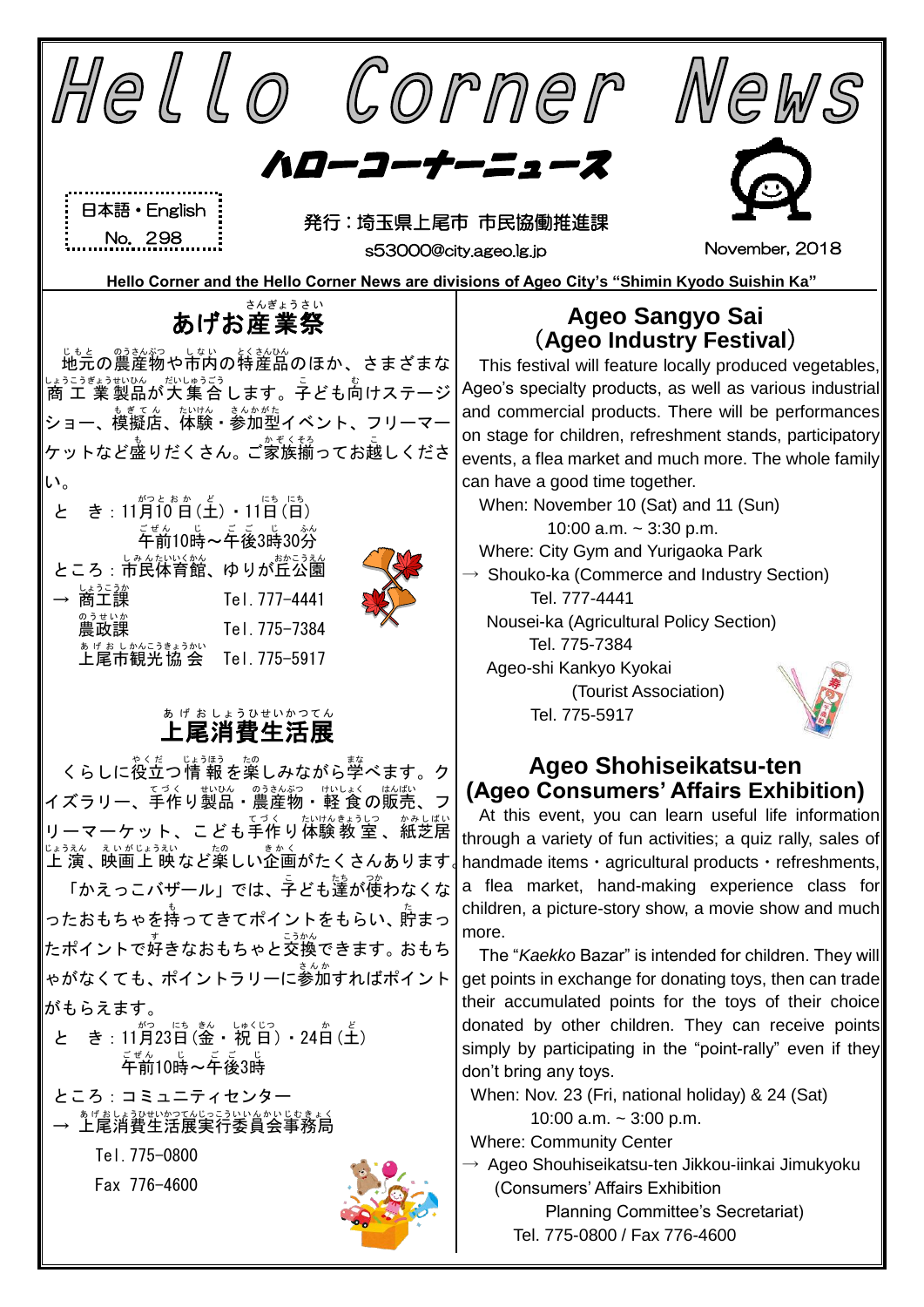# Hello Corner News

## ハローコーナーニュース

日本語・English
No. 298

発行：埼玉県上尾市 市民協働推進課
s53000@city.ageo.lg.jp

November, 2018

**Hello Corner and the Hello Corner News are divisions of Ageo City's "Shimin Kyodo Suishin Ka"**

## あげお産業祭

地元の農産物や市内の特産品のほか、さまざまな商工業製品が大集合します。子ども向けステージショー、模擬店、体験・参加型イベント、フリーマーケットなど盛りだくさん。ご家族揃ってお越しください。

と　き：11月10日(土)・11日(日)
　　　　午前10時～午後3時30分

ところ：市民体育館、ゆりが丘公園

→ 商工課　Tel. 777-4441
　農政課　Tel. 775-7384
　上尾市観光協会　Tel. 775-5917

## Ageo Sangyo Sai (Ageo Industry Festival)

This festival will feature locally produced vegetables, Ageo's specialty products, as well as various industrial and commercial products. There will be performances on stage for children, refreshment stands, participatory events, a flea market and much more. The whole family can have a good time together.

When: November 10 (Sat) and 11 (Sun)
　10:00 a.m. ~ 3:30 p.m.

Where: City Gym and Yurigaoka Park

→ Shouko-ka (Commerce and Industry Section)
　Tel. 777-4441
　Nousei-ka (Agricultural Policy Section)
　Tel. 775-7384
　Ageo-shi Kankyo Kyokai
　(Tourist Association)
　Tel. 775-5917

## 上尾消費生活展

くらしに役立つ情報を楽しみながら学べます。クイズラリー、手作り製品・農産物・軽食の販売、フリーマーケット、こども手作り体験教室、紙芝居上演、映画上映など楽しい企画がたくさんあります。

「かえっこバザール」では、子ども達が使わなくなったおもちゃを持ってきてポイントをもらい、貯まったポイントで好きなおもちゃと交換できます。おもちゃがなくても、ポイントラリーに参加すればポイントがもらえます。

と　き：11月23日(金・祝日)・24日(土)
　　　　午前10時～午後3時

ところ：コミュニティセンター

→ 上尾消費生活展実行委員会事務局
　Tel. 775-0800
　Fax 776-4600

## Ageo Shohiseikatsu-ten (Ageo Consumers' Affairs Exhibition)

At this event, you can learn useful life information through a variety of fun activities; a quiz rally, sales of handmade items・agricultural products・refreshments, a flea market, hand-making experience class for children, a picture-story show, a movie show and much more.

The "*Kaekko* Bazar" is intended for children. They will get points in exchange for donating toys, then can trade their accumulated points for the toys of their choice donated by other children. They can receive points simply by participating in the "point-rally" even if they don't bring any toys.

When: Nov. 23 (Fri, national holiday) & 24 (Sat)
　10:00 a.m. ~ 3:00 p.m.

Where: Community Center

→ Ageo Shouhiseikatsu-ten Jikkou-iinkai Jimukyoku
　(Consumers' Affairs Exhibition
　Planning Committee's Secretariat)
　Tel. 775-0800 / Fax 776-4600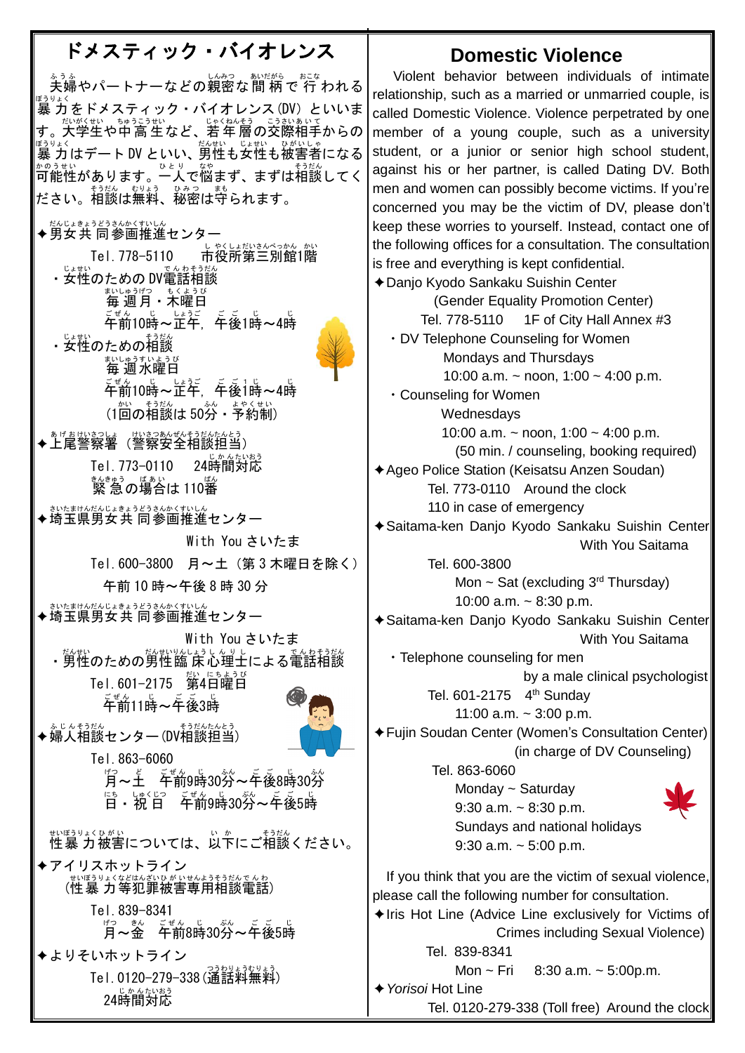# ドメスティック・バイオレンス

夫婦やパートナーなどの親密な間柄で行われる暴力をドメスティック・バイオレンス(DV)といいます。大学生や中高生など、若年層の交際相手からの暴力はデートDVといい、男性も女性も被害者になる可能性があります。一人で悩まず、まずは相談してください。相談は無料、秘密は守られます。

✦男女共同参画推進センター
Tel.778-5110　市役所第三別館1階

・女性のためのDV電話相談
毎週月・木曜日
午前10時～正午，午後1時～4時

・女性のための相談
毎週水曜日
午前10時～正午，午後1時～4時
(1回の相談は50分・予約制)

✦上尾警察署（警察安全相談担当）
Tel.773-0110　24時間対応
緊急の場合は110番

✦埼玉県男女共同参画推進センター
With You さいたま
Tel.600-3800　月～土（第3木曜日を除く）
午前10時～午後8時30分

✦埼玉県男女共同参画推進センター
With You さいたま
・男性のための男性臨床心理士による電話相談
Tel.601-2175　第4日曜日
午前11時～午後3時

✦婦人相談センター(DV相談担当)
Tel.863-6060
月～土　午前9時30分～午後8時30分
日・祝日　午前9時30分～午後5時

性暴力被害については、以下にご相談ください。

✦アイリスホットライン
（性暴力等犯罪被害専用相談電話）
Tel.839-8341
月～金　午前8時30分～午後5時

✦よりそいホットライン
Tel.0120-279-338(通話料無料)
24時間対応

# Domestic Violence

Violent behavior between individuals of intimate relationship, such as a married or unmarried couple, is called Domestic Violence. Violence perpetrated by one member of a young couple, such as a university student, or a junior or senior high school student, against his or her partner, is called Dating DV. Both men and women can possibly become victims. If you're concerned you may be the victim of DV, please don't keep these worries to yourself. Instead, contact one of the following offices for a consultation. The consultation is free and everything is kept confidential.

✦Danjo Kyodo Sankaku Suishin Center
(Gender Equality Promotion Center)
Tel. 778-5110　1F of City Hall Annex #3

・DV Telephone Counseling for Women
Mondays and Thursdays
10:00 a.m. ~ noon, 1:00 ~ 4:00 p.m.

・Counseling for Women
Wednesdays
10:00 a.m. ~ noon, 1:00 ~ 4:00 p.m.
(50 min. / counseling, booking required)

✦Ageo Police Station (Keisatsu Anzen Soudan)
Tel. 773-0110　Around the clock
110 in case of emergency

✦Saitama-ken Danjo Kyodo Sankaku Suishin Center
With You Saitama
Tel. 600-3800
Mon ~ Sat (excluding 3rd Thursday)
10:00 a.m. ~ 8:30 p.m.

✦Saitama-ken Danjo Kyodo Sankaku Suishin Center
With You Saitama
・Telephone counseling for men by a male clinical psychologist
Tel. 601-2175　4th Sunday
11:00 a.m. ~ 3:00 p.m.

✦Fujin Soudan Center (Women's Consultation Center) (in charge of DV Counseling)
Tel. 863-6060
Monday ~ Saturday
9:30 a.m. ~ 8:30 p.m.
Sundays and national holidays
9:30 a.m. ~ 5:00 p.m.

If you think that you are the victim of sexual violence, please call the following number for consultation.

✦Iris Hot Line (Advice Line exclusively for Victims of Crimes including Sexual Violence)
Tel. 839-8341
Mon ~ Fri　8:30 a.m. ~ 5:00p.m.

✦*Yorisoi* Hot Line
Tel. 0120-279-338 (Toll free)　Around the clock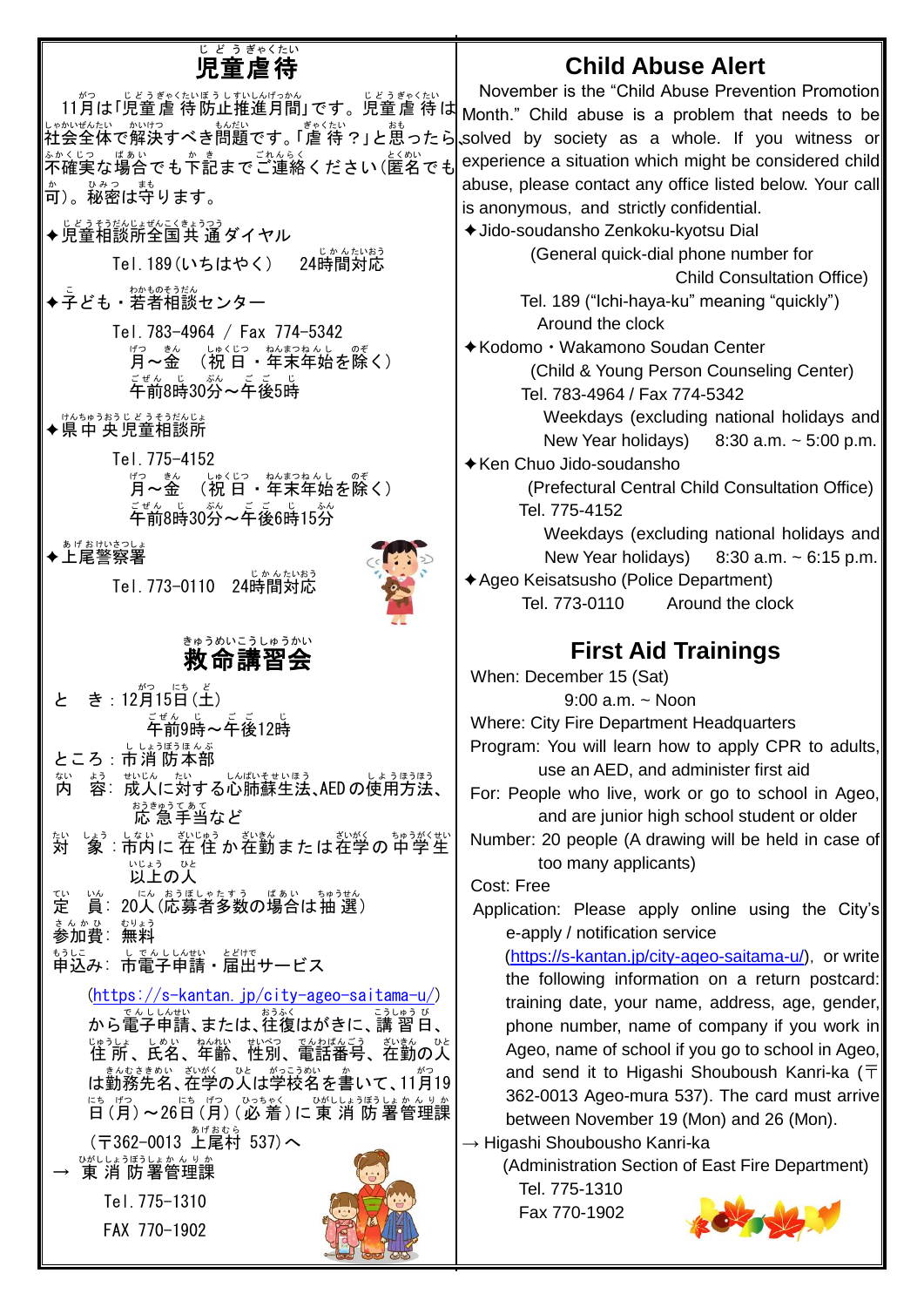## 児童虐待

11月は「児童虐待防止推進月間」です。児童虐待は社会全体で解決すべき問題です。「虐待？」と思ったら不確実な場合でも下記までご連絡ください（匿名でも可）。秘密は守ります。

✦児童相談所全国共通ダイヤル

Tel. 189（いちはやく）　24時間対応

✦子ども・若者相談センター

Tel. 783-4964 / Fax 774-5342

月～金　（祝日・年末年始を除く）

午前8時30分～午後5時

✦県中央児童相談所

Tel. 775-4152

月～金　（祝日・年末年始を除く）

午前8時30分～午後6時15分

✦上尾警察署

Tel. 773-0110　24時間対応

## 救命講習会

とき：12月15日（土）

午前9時～午後12時

ところ：市消防本部

内容：成人に対する心肺蘇生法、AEDの使用方法、応急手当など

対象：市内に在住か在勤または在学の中学生以上の人

定員：20人（応募者多数の場合は抽選）

参加費：無料

申込み：市電子申請・届出サービス

(https://s-kantan.jp/city-ageo-saitama-u/)

から電子申請、または往復はがきに、講習日、住所、氏名、年齢、性別、電話番号、在勤の人は勤務先名、在学の人は学校名を書いて、11月19日（月）～26日（月）（必着）に東消防署管理課（〒362-0013 上尾村 537）へ

→ 東消防署管理課

Tel. 775-1310

FAX 770-1902

## Child Abuse Alert

November is the "Child Abuse Prevention Promotion Month." Child abuse is a problem that needs to be solved by society as a whole. If you witness or experience a situation which might be considered child abuse, please contact any office listed below. Your call is anonymous, and strictly confidential.

✦Jido-soudansho Zenkoku-kyotsu Dial

(General quick-dial phone number for Child Consultation Office)

Tel. 189 ("Ichi-haya-ku" meaning "quickly")

Around the clock

✦Kodomo・Wakamono Soudan Center

(Child & Young Person Counseling Center)

Tel. 783-4964 / Fax 774-5342

Weekdays (excluding national holidays and New Year holidays)　8:30 a.m. ~ 5:00 p.m.

✦Ken Chuo Jido-soudansho

(Prefectural Central Child Consultation Office)

Tel. 775-4152

Weekdays (excluding national holidays and New Year holidays)　8:30 a.m. ~ 6:15 p.m.

✦Ageo Keisatsusho (Police Department)

Tel. 773-0110　Around the clock

## First Aid Trainings

When: December 15 (Sat)

9:00 a.m. ~ Noon

Where: City Fire Department Headquarters

Program: You will learn how to apply CPR to adults, use an AED, and administer first aid

For: People who live, work or go to school in Ageo, and are junior high school student or older

Number: 20 people (A drawing will be held in case of too many applicants)

Cost: Free

Application: Please apply online using the City's e-apply / notification service (https://s-kantan.jp/city-ageo-saitama-u/), or write the following information on a return postcard: training date, your name, address, age, gender, phone number, name of company if you work in Ageo, name of school if you go to school in Ageo, and send it to Higashi Shouboush Kanri-ka (〒362-0013 Ageo-mura 537). The card must arrive between November 19 (Mon) and 26 (Mon).

→ Higashi Shoubousho Kanri-ka

(Administration Section of East Fire Department)

Tel. 775-1310

Fax 770-1902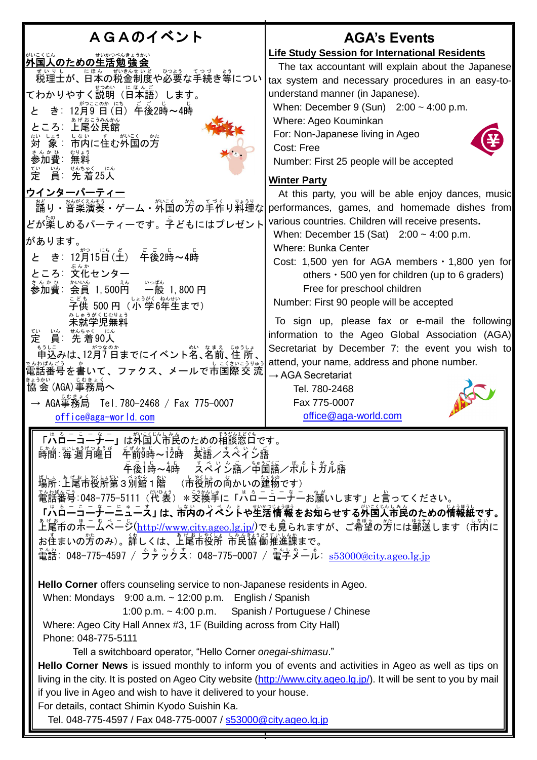# ＡＧＡのイベント

## 外国人のための生活勉強会

税理士が、日本の税金制度や必要な手続き等についてわかりやすく説明（日本語）します。

と　き：12月9日（日）　午後2時～4時
ところ：上尾公民館
対　象：市内に住む外国の方
参加費：無料
定　員：先着25人

## ウインターパーティー

踊り・音楽演奏・ゲーム・外国の方の手作り料理などが楽しめるパーティーです。子どもにはプレゼントがあります。

と　き：12月15日（土）　午後2時～4時
ところ：文化センター
参加費：会員 1,500円　一般 1,800円
子供 500円（小学6年生まで）
未就学児無料
定　員：先着90人

申込みは、12月7日までにイベント名、名前、住所、電話番号を書いて、ファクス、メールで市国際交流協会(AGA)事務局へ

→ AGA事務局　Tel.780-2468 / Fax 775-0007
office@aga-world.com

# AGA's Events

## Life Study Session for International Residents

The tax accountant will explain about the Japanese tax system and necessary procedures in an easy-to-understand manner (in Japanese).

When: December 9 (Sun)　2:00 ~ 4:00 p.m.
Where: Ageo Kouminkan
For: Non-Japanese living in Ageo
Cost: Free
Number: First 25 people will be accepted

## Winter Party

At this party, you will be able enjoy dances, music performances, games, and homemade dishes from various countries. Children will receive presents.

When: December 15 (Sat)　2:00 ~ 4:00 p.m.
Where: Bunka Center
Cost: 1,500 yen for AGA members・1,800 yen for others・500 yen for children (up to 6 graders)
Free for preschool children
Number: First 90 people will be accepted

To sign up, please fax or e-mail the following information to the Ageo Global Association (AGA) Secretariat by December 7: the event you wish to attend, your name, address and phone number.

→ AGA Secretariat
Tel. 780-2468
Fax 775-0007
office@aga-world.com

---

「ハローコーナー」は外国人市民のための相談窓口です。
時間：毎週月曜日　午前9時～12時　英語／スペイン語
午後1時～4時　スペイン語／中国語／ポルトガル語
場所：上尾市役所第３別館１階　（市役所の向かいの建物です）
電話番号：048-775-5111（代表）＊交換手に「ハローコーナーお願いします」と言ってください。

**「ハローコーナーニュース」は、市内のイベントや生活情報をお知らせする外国人市民のための情報紙です。**
上尾市のホームページ(http://www.city.ageo.lg.jp/)でも見られますが、ご希望の方には郵送します（市内にお住まいの方のみ）。詳しくは、上尾市役所 市民協働推進課まで。
電話：048-775-4597 / ファックス：048-775-0007 / 電子メール：s53000@city.ageo.lg.jp

**Hello Corner** offers counseling service to non-Japanese residents in Ageo.
When: Mondays　9:00 a.m. ~ 12:00 p.m.　English / Spanish
1:00 p.m. ~ 4:00 p.m.　Spanish / Portuguese / Chinese
Where: Ageo City Hall Annex #3, 1F (Building across from City Hall)
Phone: 048-775-5111
Tell a switchboard operator, "Hello Corner *onegai-shimasu*."

**Hello Corner News** is issued monthly to inform you of events and activities in Ageo as well as tips on living in the city. It is posted on Ageo City website (http://www.city.ageo.lg.jp/). It will be sent to you by mail if you live in Ageo and wish to have it delivered to your house.
For details, contact Shimin Kyodo Suishin Ka.
Tel. 048-775-4597 / Fax 048-775-0007 / s53000@city.ageo.lg.jp